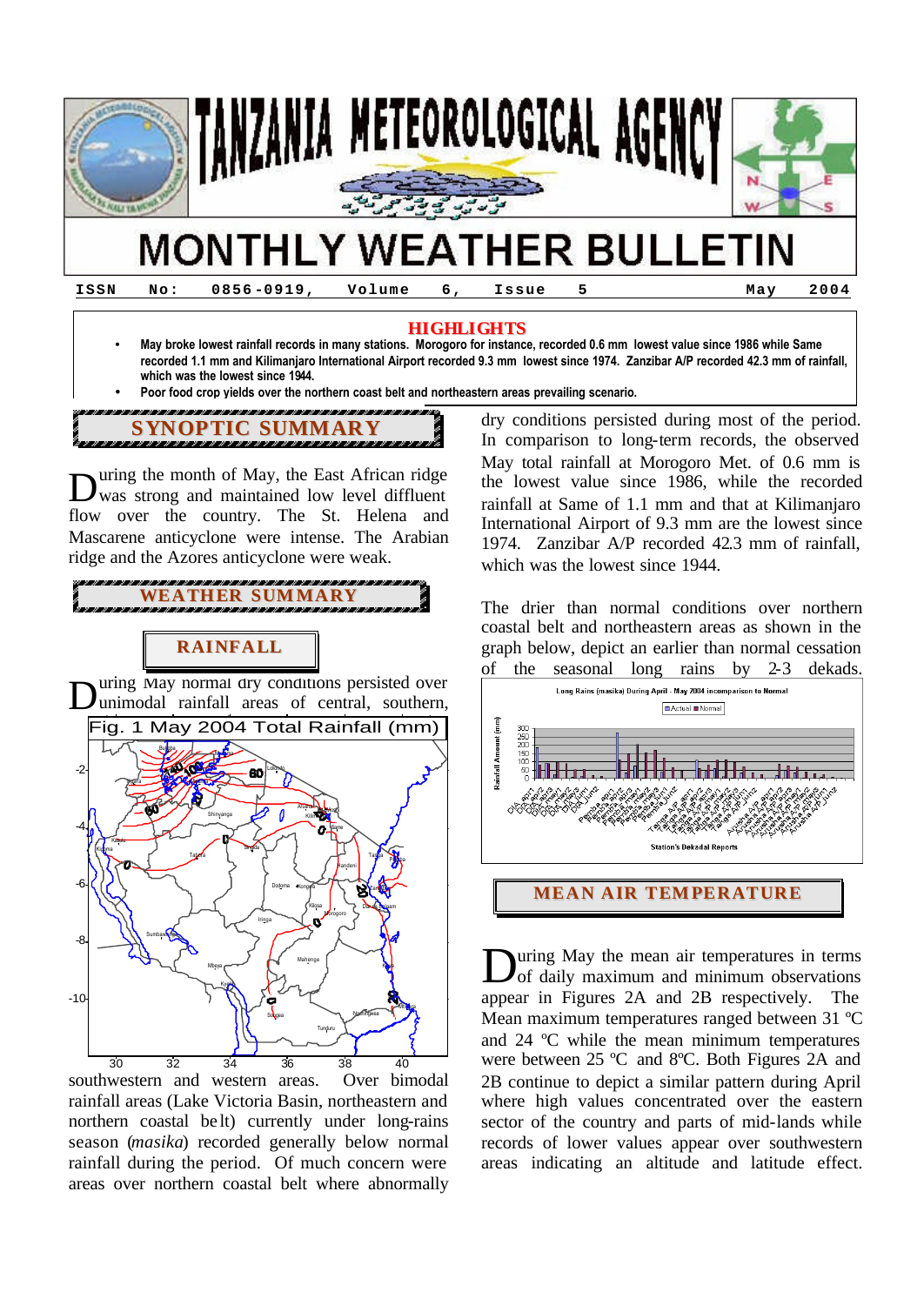# TANZANIA METEOROLOGICAL AGENCY

# MONTHLY WEATHER BULLETIN

ISSN No: 0856-0919, Volume 6, Issue 5 May 2004

## HIGHLIGHTS

- May broke lowest rainfall records in many stations. Morogoro for instance, recorded 0.6 mm lowest value since 1986 while Same recorded 1.1 mm and Kilimanjaro International Airport recorded 9.3 mm lowest since 1974. Zanzibar A/P recorded 42.3 mm of rainfall, which was the lowest since 1944.
- Poor food crop yields over the northern coast belt and northeastern areas prevailing scenario.

## SYNOPTIC SUMMARY

During the month of May, the East African ridge was strong and maintained low level diffluent flow over the country. The St. Helena and Mascarene anticyclone were intense. The Arabian ridge and the Azores anticyclone were weak.

## WEATHER SUMMARY

### RAINFALL

During May normal dry conditions persisted over unimodal rainfall areas of central, southern, southwestern and western areas. Over bimodal rainfall areas (Lake Victoria Basin, northeastern and northern coastal belt) currently under long-rains season (*masika*) recorded generally below normal rainfall during the period. Of much concern were areas over northern coastal belt where abnormally dry conditions persisted during most of the period. In comparison to long-term records, the observed May total rainfall at Morogoro Met. of 0.6 mm is the lowest value since 1986, while the recorded rainfall at Same of 1.1 mm and that at Kilimanjaro International Airport of 9.3 mm are the lowest since 1974. Zanzibar A/P recorded 42.3 mm of rainfall, which was the lowest since 1944.

Fig. 1 May 2004 Total Rainfall (mm)

The drier than normal conditions over northern coastal belt and northeastern areas as shown in the graph below, depict an earlier than normal cessation of the seasonal long rains by 2-3 dekads.

Long Rains (masika) During April - May 2004 incomparison to Normal

### MEAN AIR TEMPERATURE

During May the mean air temperatures in terms of daily maximum and minimum observations appear in Figures 2A and 2B respectively. The Mean maximum temperatures ranged between 31 ºC and 24 ºC while the mean minimum temperatures were between 25 ºC and 8ºC. Both Figures 2A and 2B continue to depict a similar pattern during April where high values concentrated over the eastern sector of the country and parts of mid-lands while records of lower values appear over southwestern areas indicating an altitude and latitude effect.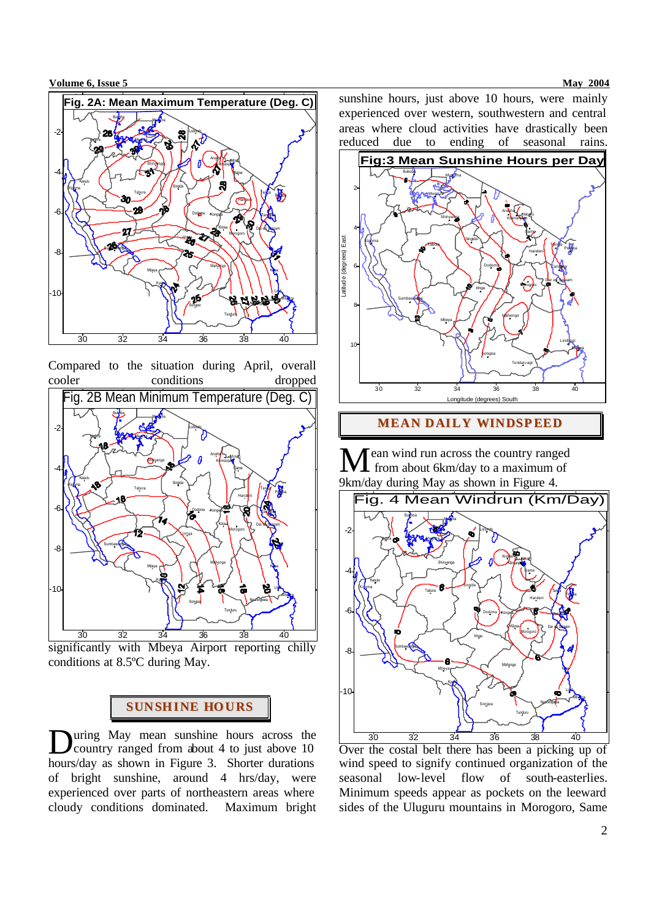Fig. 2A: Mean Maximum Temperature (Deg. C)

Compared to the situation during April, overall cooler conditions dropped

Fig. 2B Mean Minimum Temperature (Deg. C)

significantly with Mbeya Airport reporting chilly conditions at 8.5ºC during May.

## SUNSHINE HOURS

During May mean sunshine hours across the country ranged from about 4 to just above 10 hours/day as shown in Figure 3. Shorter durations of bright sunshine, around 4 hrs/day, were experienced over parts of northeastern areas where cloudy conditions dominated. Maximum bright sunshine hours, just above 10 hours, were mainly experienced over western, southwestern and central areas where cloud activities have drastically been reduced due to ending of seasonal rains.

Fig:3 Mean Sunshine Hours per Day

## MEAN DAILY WINDSPEED

Mean wind run across the country ranged from about 6km/day to a maximum of 9km/day during May as shown in Figure 4.

Fig. 4 Mean Windrun (Km/Day)

Over the costal belt there has been a picking up of wind speed to signify continued organization of the seasonal low-level flow of south-easterlies. Minimum speeds appear as pockets on the leeward sides of the Uluguru mountains in Morogoro, Same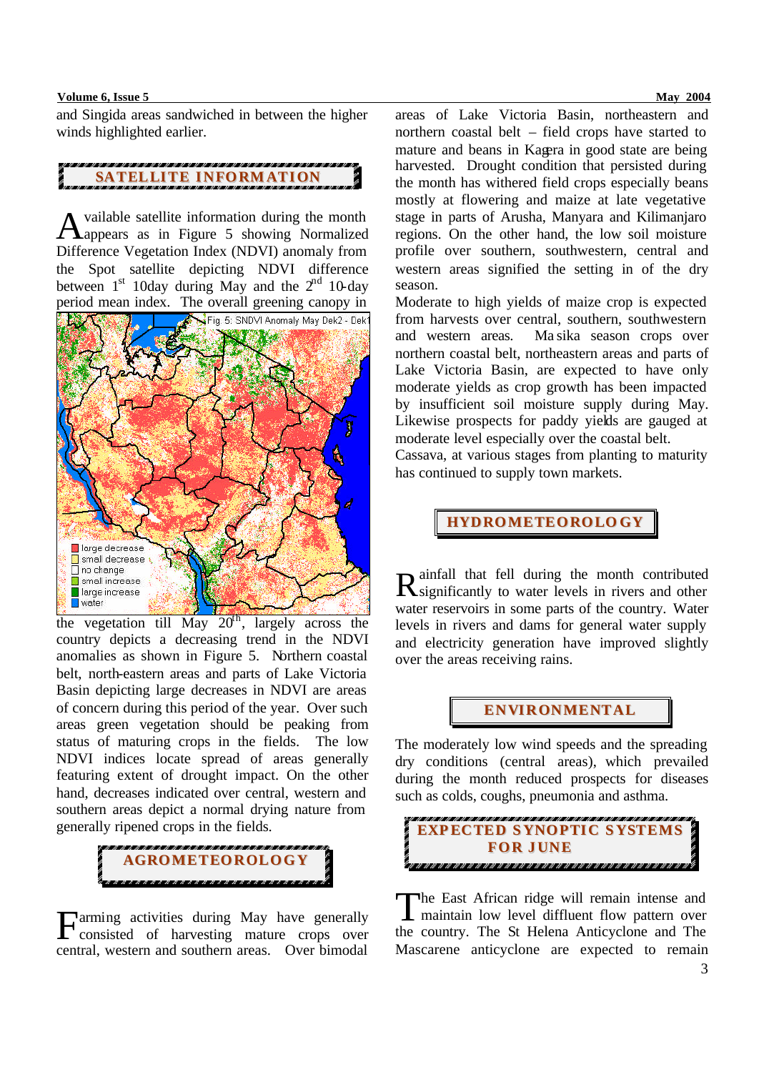and Singida areas sandwiched in between the higher winds highlighted earlier.

## SATELLITE INFORMATION

Available satellite information during the month appears as in Figure 5 showing Normalized Difference Vegetation Index (NDVI) anomaly from the Spot satellite depicting NDVI difference between 1st 10day during May and the 2nd 10-day period mean index. The overall greening canopy in the vegetation till May 20th, largely across the country depicts a decreasing trend in the NDVI anomalies as shown in Figure 5. Northern coastal belt, north-eastern areas and parts of Lake Victoria Basin depicting large decreases in NDVI are areas of concern during this period of the year. Over such areas green vegetation should be peaking from status of maturing crops in the fields. The low NDVI indices locate spread of areas generally featuring extent of drought impact. On the other hand, decreases indicated over central, western and southern areas depict a normal drying nature from generally ripened crops in the fields.

Fig. 5: SNDVI Anomaly May Dek2 - Dek1

## AGROMETEOROLOGY

Farming activities during May have generally consisted of harvesting mature crops over central, western and southern areas. Over bimodal areas of Lake Victoria Basin, northeastern and northern coastal belt – field crops have started to mature and beans in Kagera in good state are being harvested. Drought condition that persisted during the month has withered field crops especially beans mostly at flowering and maize at late vegetative stage in parts of Arusha, Manyara and Kilimanjaro regions. On the other hand, the low soil moisture profile over southern, southwestern, central and western areas signified the setting in of the dry season.

Moderate to high yields of maize crop is expected from harvests over central, southern, southwestern and western areas. Masika season crops over northern coastal belt, northeastern areas and parts of Lake Victoria Basin, are expected to have only moderate yields as crop growth has been impacted by insufficient soil moisture supply during May. Likewise prospects for paddy yields are gauged at moderate level especially over the coastal belt.

Cassava, at various stages from planting to maturity has continued to supply town markets.

## HYDROMETEOROLOGY

Rainfall that fell during the month contributed significantly to water levels in rivers and other water reservoirs in some parts of the country. Water levels in rivers and dams for general water supply and electricity generation have improved slightly over the areas receiving rains.

## ENVIRONMENTAL

The moderately low wind speeds and the spreading dry conditions (central areas), which prevailed during the month reduced prospects for diseases such as colds, coughs, pneumonia and asthma.

## EXPECTED SYNOPTIC SYSTEMS FOR JUNE

The East African ridge will remain intense and maintain low level diffluent flow pattern over the country. The St Helena Anticyclone and The Mascarene anticyclone are expected to remain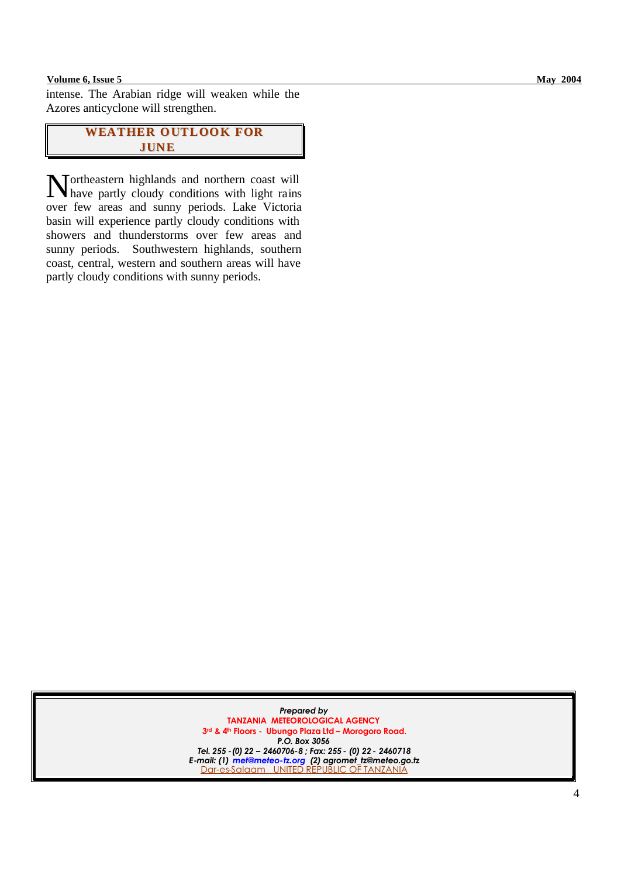intense. The Arabian ridge will weaken while the Azores anticyclone will strengthen.

## WEATHER OUTLOOK FOR JUNE

Northeastern highlands and northern coast will have partly cloudy conditions with light rains over few areas and sunny periods. Lake Victoria basin will experience partly cloudy conditions with showers and thunderstorms over few areas and sunny periods. Southwestern highlands, southern coast, central, western and southern areas will have partly cloudy conditions with sunny periods.

*Prepared by*
**TANZANIA METEOROLOGICAL AGENCY**
**3rd & 4th Floors - Ubungo Plaza Ltd – Morogoro Road.**
***P.O. Box 3056***
***Tel. 255 -(0) 22 – 2460706-8 ; Fax: 255 - (0) 22 - 2460718***
***E-mail: (1) met@meteo-tz.org (2) agromet_tz@meteo.go.tz***
Dar-es-Salaam UNITED REPUBLIC OF TANZANIA